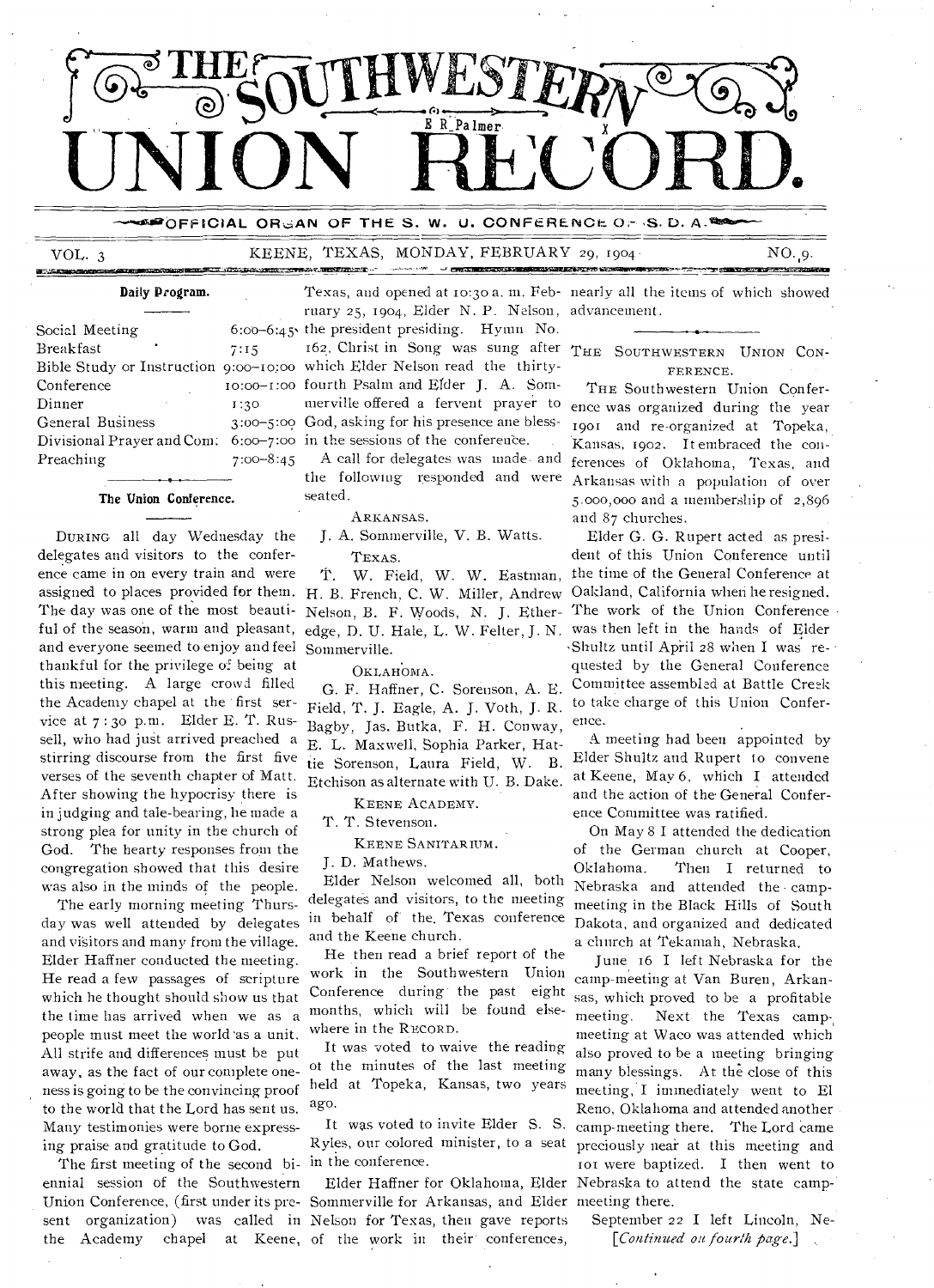# THE SOUTHWESTERN UNION RECORD.

OFFICIAL ORGAN OF THE S. W. U. CONFERENCE O. S. D. A.

VOL. 3 KEENE, TEXAS, MONDAY, FEBRUARY 29, 1904 NO. 9.

### Daily Program.

| | |
|---|---|
| Social Meeting | 6:00–6:45 |
| Breakfast | 7:15 |
| Bible Study or Instruction | 9:00–10:00 |
| Conference | 10:00–1:00 |
| Dinner | 1:30 |
| General Business | 3:00–5:00 |
| Divisional Prayer and Com. | 6:00–7:00 |
| Preaching | 7:00–8:45 |

### The Union Conference.

DURING all day Wednesday the delegates and visitors to the conference came in on every train and were assigned to places provided for them. The day was one of the most beautiful of the season, warm and pleasant, and everyone seemed to enjoy and feel thankful for the privilege of being at this meeting. A large crowd filled the Academy chapel at the first service at 7:30 p.m. Elder E. T. Russell, who had just arrived preached a stirring discourse from the first five verses of the seventh chapter of Matt. After showing the hypocrisy there is in judging and tale-bearing, he made a strong plea for unity in the church of God. The hearty responses from the congregation showed that this desire was also in the minds of the people.

The early morning meeting Thursday was well attended by delegates and visitors and many from the village. Elder Haffner conducted the meeting. He read a few passages of scripture which he thought should show us that the time has arrived when we as a people must meet the world as a unit. All strife and differences must be put away, as the fact of our complete oneness is going to be the convincing proof to the world that the Lord has sent us. Many testimonies were borne expressing praise and gratitude to God.

The first meeting of the second biennial session of the Southwestern Union Conference, (first under its present organization) was called in the Academy chapel at Keene, Texas, and opened at 10:30 a. m. February 25, 1904, Elder N. P. Nelson, the president presiding. Hymn No. 162, Christ in Song was sung after which Elder Nelson read the thirty-fourth Psalm and Elder J. A. Sommerville offered a fervent prayer to God, asking for his presence and blessing in the sessions of the conference.

A call for delegates was made and the following responded and were seated.

ARKANSAS.

J. A. Sommerville, V. B. Watts.

TEXAS.

T. W. Field, W. W. Eastman, H. B. French, C. W. Miller, Andrew Nelson, B. F. Woods, N. J. Etheredge, D. U. Hale, L. W. Felter, J. N. Sommerville.

OKLAHOMA.

G. F. Haffner, C. Sorenson, A. E. Field, T. J. Eagle, A. J. Voth, J. R. Bagby, Jas. Butka, F. H. Conway, E. L. Maxwell, Sophia Parker, Hattie Sorenson, Laura Field, W. B. Etchison as alternate with U. B. Dake.

KEENE ACADEMY.

T. T. Stevenson.

KEENE SANITARIUM.

J. D. Mathews.

Elder Nelson welcomed all, both delegates and visitors, to the meeting in behalf of the Texas conference and the Keene church.

He then read a brief report of the work in the Southwestern Union Conference during the past eight months, which will be found elsewhere in the RECORD.

It was voted to waive the reading of the minutes of the last meeting held at Topeka, Kansas, two years ago.

It was voted to invite Elder S. S. Ryles, our colored minister, to a seat in the conference.

Elder Haffner for Oklahoma, Elder Sommerville for Arkansas, and Elder Nelson for Texas, then gave reports of the work in their conferences, nearly all the items of which showed advancement.

### THE SOUTHWESTERN UNION CONFERENCE.

THE Southwestern Union Conference was organized during the year 1901 and re-organized at Topeka, Kansas, 1902. It embraced the conferences of Oklahoma, Texas, and Arkansas with a population of over 5,000,000 and a membership of 2,896 and 87 churches.

Elder G. G. Rupert acted as president of this Union Conference until the time of the General Conference at Oakland, California when he resigned. The work of the Union Conference was then left in the hands of Elder Shultz until April 28 when I was requested by the General Conference Committee assembled at Battle Creek to take charge of this Union Conference.

A meeting had been appointed by Elder Shultz and Rupert to convene at Keene, May 6, which I attended and the action of the General Conference Committee was ratified.

On May 8 I attended the dedication of the German church at Cooper, Oklahoma. Then I returned to Nebraska and attended the camp-meeting in the Black Hills of South Dakota, and organized and dedicated a church at Tekamah, Nebraska.

June 16 I left Nebraska for the camp-meeting at Van Buren, Arkansas, which proved to be a profitable meeting. Next the Texas camp-meeting at Waco was attended which also proved to be a meeting bringing many blessings. At the close of this meeting, I immediately went to El Reno, Oklahoma and attended another camp-meeting there. The Lord came preciously near at this meeting and 101 were baptized. I then went to Nebraska to attend the state camp-meeting there.

September 22 I left Lincoln, Ne-

*[Continued on fourth page.]*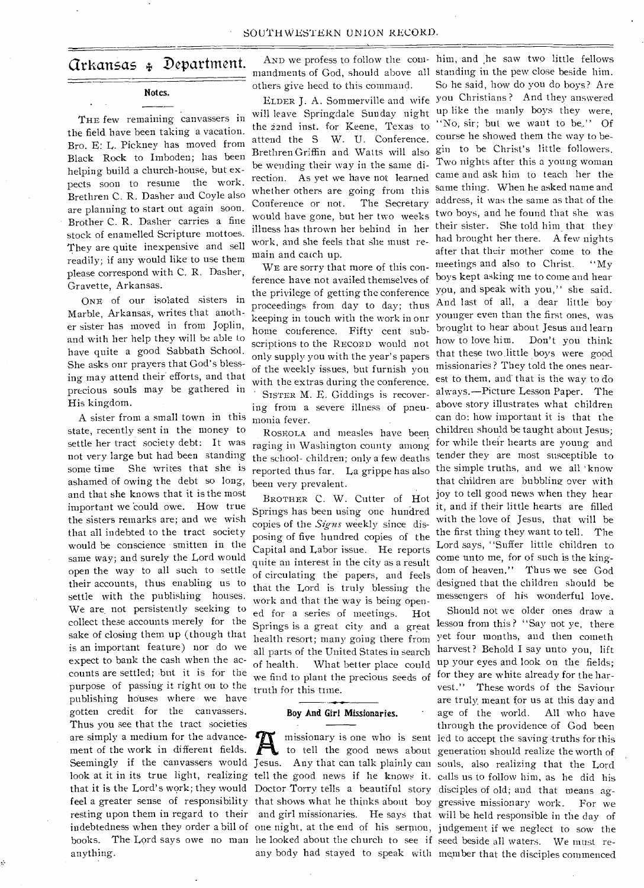## Arkansas Department.

### Notes.

THE few remaining canvassers in the field have been taking a vacation. Bro. E. L. Pickney has moved from Black Rock to Imboden; has been helping build a church-house, but expects soon to resume the work. Brethren C. R. Dasher and Coyle also are planning to start out again soon. Brother C. R. Dasher carries a fine stock of enamelled Scripture mottoes. They are quite inexpensive and sell readily; if any would like to use them please correspond with C. R. Dasher, Gravette, Arkansas.

ONE of our isolated sisters in Marble, Arkansas, writes that another sister has moved in from Joplin, and with her help they will be able to have quite a good Sabbath School. She asks our prayers that God's blessing may attend their efforts, and that precious souls may be gathered in His kingdom.

A sister from a small town in this state, recently sent in the money to settle her tract society debt: It was not very large but had been standing some time She writes that she is ashamed of owing the debt so long, and that she knows that it is the most important we could owe. How true the sisters remarks are; and we wish that all indebted to the tract society would be conscience smitten in the same way; and surely the Lord would open the way to all such to settle their accounts, thus enabling us to settle with the publishing houses. We are not persistently seeking to collect these accounts merely for the sake of closing them up (though that is an important feature) nor do we expect to bank the cash when the accounts are settled; but it is for the purpose of passing it right on to the publishing houses where we have gotten credit for the canvassers. Thus you see that the tract societies are simply a medium for the advancement of the work in different fields. Seemingly if the canvassers would look at it in its true light, realizing that it is the Lord's work; they would feel a greater sense of responsibility resting upon them in regard to their indebtedness when they order a bill of books. The Lord says owe no man anything.

AND we profess to follow the commandments of God, should above all others give heed to this command.

ELDER J. A. Sommerville and wife will leave Springdale Sunday night the 22nd inst. for Keene, Texas to attend the S W. U. Conference. Brethren Griffin and Watts will also be wending their way in the same direction. As yet we have not learned whether others are going from this Conference or not. The Secretary would have gone, but her two weeks illness has thrown her behind in her work, and she feels that she must remain and catch up.

WE are sorry that more of this conference have not availed themselves of the privilege of getting the conference proceedings from day to day; thus keeping in touch with the work in our home conference. Fifty cent subscriptions to the RECORD would not only supply you with the year's papers of the weekly issues, but furnish you with the extras during the conference.

SISTER M. E. Giddings is recovering from a severe illness of pneumonia fever.

ROSEOLA and measles have been raging in Washington county among the school- children; only a few deaths reported thus far. La grippe has also been very prevalent.

BROTHER C. W. Cutter of Hot Springs has been using one hundred copies of the *Signs* weekly since disposing of five hundred copies of the Capital and Labor issue. He reports quite an interest in the city as a result of circulating the papers, and feels that the Lord is truly blessing the work and that the way is being opened for a series of meetings. Hot Springs is a great city and a great health resort; many going there from all parts of the United States in search of health. What better place could we find to plant the precious seeds of truth for this time.

### Boy And Girl Missionaries.

A missionary is one who is sent to tell the good news about Jesus. Any that can talk plainly can tell the good news if he knows it. Doctor Torry tells a beautiful story that shows what he thinks about boy and girl missionaries. He says that one night, at the end of his sermon, he looked about the church to see if any body had stayed to speak with him, and he saw two little fellows standing in the pew close beside him. So he said, how do you do boys? Are you Christians? And they answered up like the manly boys they were, "No, sir; but we want to be." Of course he showed them the way to begin to be Christ's little followers. Two nights after this a young woman came and ask him to teach her the same thing. When he asked name and address, it was the same as that of the two boys, and he found that she was their sister. She told him that they had brought her there. A few nights after that their mother come to the meetings and also to Christ. "My boys kept asking me to come and hear you, and speak with you," she said. And last of all, a dear little boy younger even than the first ones, was brought to hear about Jesus and learn how to love him. Don't you think that these two little boys were good missionaries? They told the ones nearest to them, and that is the way to do always.—Picture Lesson Paper. The above story illustrates what children can do: how important it is that the children should be taught about Jesus; for while their hearts are young and tender they are most susceptible to the simple truths, and we all know that children are bubbling over with joy to tell good news when they hear it, and if their little hearts are filled with the love of Jesus, that will be the first thing they want to tell. The Lord says, "Suffer little children to come unto me, for of such is the kingdom of heaven." Thus we see God designed that the children should be messengers of his wonderful love.

Should not we older ones draw a lesson from this? "Say not ye, there yet four months, and then cometh harvest? Behold I say unto you, lift up your eyes and look on the fields; for they are white already for the harvest." These words of the Saviour are truly meant for us at this day and age of the world. All who have through the providence of God been led to accept the saving truths for this generation should realize the worth of souls, also realizing that the Lord calls us to follow him, as he did his disciples of old; and that means aggressive missionary work. For we will be held responsible in the day of judgement if we neglect to sow the seed beside all waters. We must remember that the disciples commenced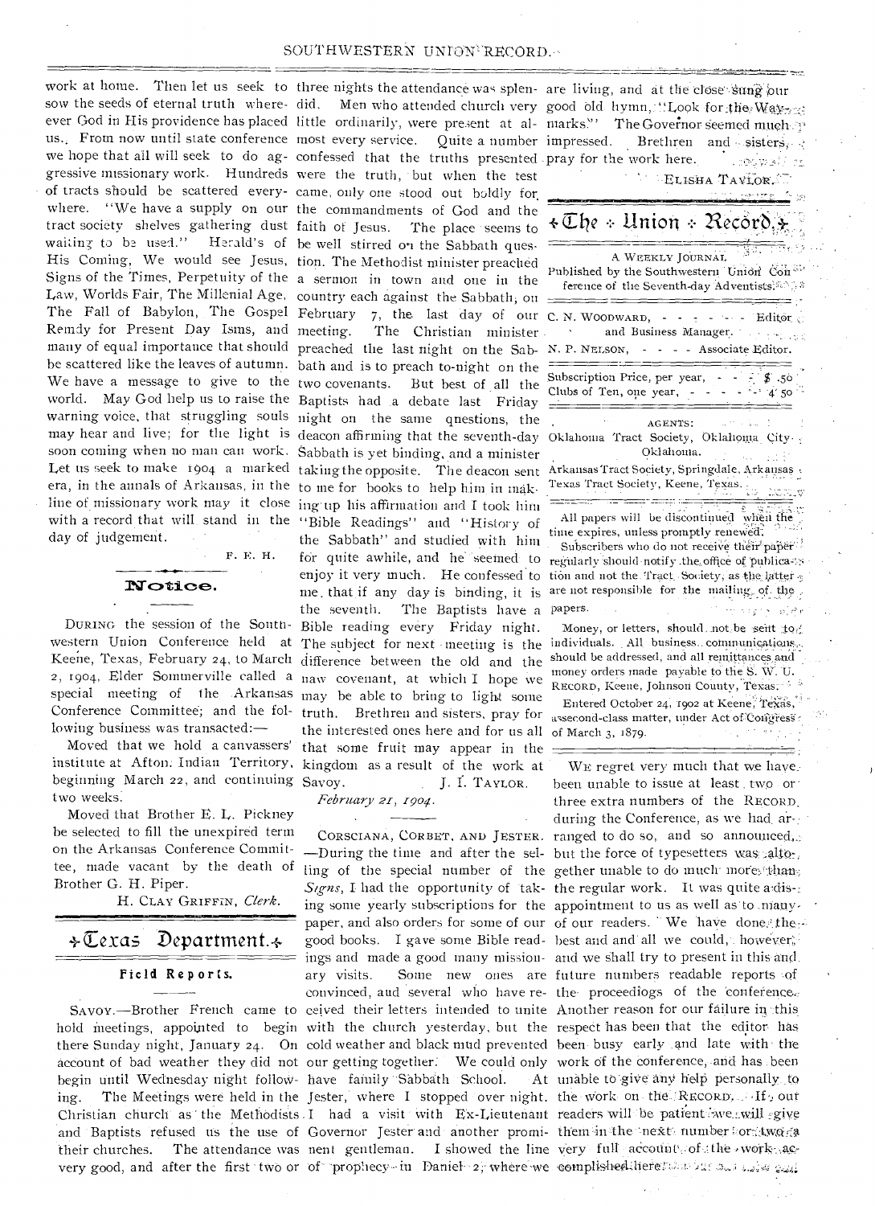work at home. Then let us seek to sow the seeds of eternal truth wherever God in His providence has placed us. From now until state conference we hope that all will seek to do aggressive missionary work. Hundreds of tracts should be scattered everywhere. "We have a supply on our tract society shelves gathering dust waiting to be used." Herald's of His Coming, We would see Jesus, Signs of the Times, Perpetuity of the Law, Worlds Fair, The Millenial Age, The Fall of Babylon, The Gospel Remdy for Present Day Isms, and many of equal importance that should be scattered like the leaves of autumn. We have a message to give to the world. May God help us to raise the warning voice, that struggling souls may hear and live; for the light is soon coming when no man can work. Let us seek to make 1904 a marked era, in the annals of Arkansas, in the line of missionary work may it close with a record that will stand in the day of judgement.

F. E. H.

## Notice.

DURING the session of the Southwestern Union Conference held at Keene, Texas, February 24, to March 2, 1904, Elder Sommerville called a special meeting of the Arkansas Conference Committee; and the following business was transacted:—

Moved that we hold a canvassers' institute at Afton, Indian Territory, beginning March 22, and continuing two weeks.

Moved that Brother E. L. Pickney be selected to fill the unexpired term on the Arkansas Conference Committee, made vacant by the death of Brother G. H. Piper.

H. CLAY GRIFFIN, *Clerk.*

# Texas Department.

## Field Reports.

SAVOY.—Brother French came to hold meetings, appointed to begin there Sunday night, January 24. On account of bad weather they did not begin until Wednesday night following. The Meetings were held in the Christian church as the Methodists and Baptists refused us the use of their churches. The attendance was very good, and after the first two or three nights the attendance was splendid. Men who attended church very little ordinarily, were present at almost every service. Quite a number confessed that the truths presented were the truth, but when the test came, only one stood out boldly for the commandments of God and the faith of Jesus. The place seems to be well stirred on the Sabbath question. The Methodist minister preached a sermon in town and one in the country each against the Sabbath, on February 7, the last day of our meeting. The Christian minister preached the last night on the Sabbath and is to preach to-night on the two covenants. But best of all the Baptists had a debate last Friday night on the same qnestions, the deacon affirming that the seventh-day Sabbath is yet binding, and a minister taking the opposite. The deacon sent to me for books to help him in making up his affirmation and I took him "Bible Readings" and "History of the Sabbath" and studied with him for quite awhile, and he seemed to enjoy it very much. He confessed to me that if any day is binding, it is the seventh. The Baptists have a Bible reading every Friday night. The subject for next meeting is the difference between the old and the naw covenant, at which I hope we may be able to bring to light some truth. Brethren and sisters, pray for the interested ones here and for us all that some fruit may appear in the kingdom as a result of the work at Savoy.

J. I. TAYLOR.

*February 21, 1904.*

CORSCIANA, CORBET, AND JESTER.—During the time and after the selling of the special number of the *Signs*, I had the opportunity of taking some yearly subscriptions for the paper, and also orders for some of our good books. I gave some Bible readings and made a good many missionary visits. Some new ones are convinced, and several who have received their letters intended to unite with the church yesterday, but the cold weather and black mud prevented our getting together. We could only have family Sabbath School. At Jester, where I stopped over night, I had a visit with Ex-Lieutenant Governor Jester and another prominent gentleman. I showed the line of prophecy in Daniel 2, where we are living, and at the close sung our good old hymn, "Look for the Way-marks." The Governor seemed much impressed. Brethren and sisters, pray for the work here.

ELISHA TAYLOR.

# The Union Record.

A WEEKLY JOURNAL

Published by the Southwestern Union Conference of the Seventh-day Adventists.

C. N. WOODWARD, - - - - - Editor and Business Manager.

N. P. NELSON, - - - - Associate Editor.

| | |
|---|---|
| Subscription Price, per year, | $ .50 |
| Clubs of Ten, one year, | 4 50 |

AGENTS:

Oklahoma Tract Society, Oklahoma City, Oklahoma.

Arkansas Tract Society, Springdale, Arkansas.

Texas Tract Society, Keene, Texas.

All papers will be discontinued when the time expires, unless promptly renewed.

Subscribers who do not receive their paper regularly should notify the office of publication and not the Tract Society, as the latter are not responsible for the mailing of the papers.

Money, or letters, should not be sent to individuals. All business communications should be addressed, and all remittances and money orders made payable to the S. W. U. RECORD, Keene, Johnson County, Texas.

Entered October 24, 1902 at Keene, Texas, as second-class matter, under Act of Congress of March 3, 1879.

WE regret very much that we have been unable to issue at least two or three extra numbers of the RECORD during the Conference, as we had arranged to do so, and so announced, but the force of typesetters was altogether unable to do much more than the regular work. It was quite a disappointment to us as well as to many of our readers. We have done the best and and all we could, however, and we shall try to present in this and future numbers readable reports of the proceediogs of the conference. Another reason for our failure in this respect has been that the editor has been busy early and late with the work of the conference, and has been unable to give any help personally to the work on the RECORD. If our readers will be patient we will give them in the next number or two a very full account of the work accomplished here.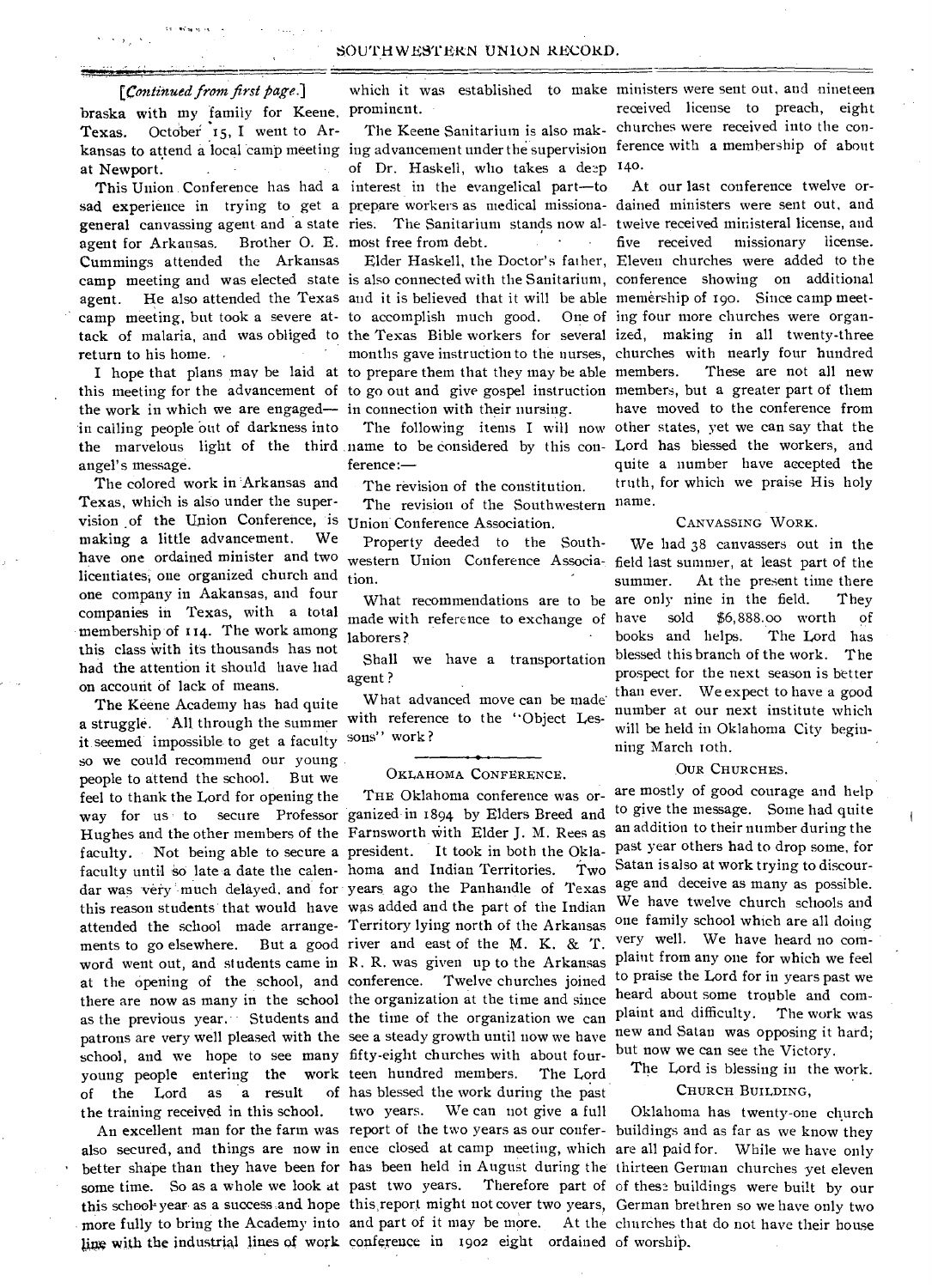*[Continued from first page.]*

braska with my family for Keene, Texas. October 15, I went to Arkansas to attend a local camp meeting at Newport.

This Union Conference has had a sad experience in trying to get a general canvassing agent and a state agent for Arkansas. Brother O. E. Cummings attended the Arkansas camp meeting and was elected state agent. He also attended the Texas camp meeting, but took a severe attack of malaria, and was obliged to return to his home.

I hope that plans may be laid at this meeting for the advancement of the work in which we are engaged—in calling people out of darkness into the marvelous light of the third angel's message.

The colored work in Arkansas and Texas, which is also under the supervision of the Union Conference, is making a little advancement. We have one ordained minister and two licentiates, one organized church and one company in Aakansas, and four companies in Texas, with a total membership of 114. The work among this class with its thousands has not had the attention it should have had on account of lack of means.

The Keene Academy has had quite a struggle. All through the summer it seemed impossible to get a faculty so we could recommend our young people to attend the school. But we feel to thank the Lord for opening the way for us to secure Professor Hughes and the other members of the faculty. Not being able to secure a faculty until so late a date the calendar was very much delayed, and for this reason students that would have attended the school made arrangements to go elsewhere. But a good word went out, and students came in at the opening of the school, and there are now as many in the school as the previous year. Students and patrons are very well pleased with the school, and we hope to see many young people entering the work of the Lord as a result of the training received in this school.

An excellent man for the farm was also secured, and things are now in better shape than they have been for some time. So as a whole we look at this school year as a success and hope more fully to bring the Academy into line with the industrial lines of work which it was established to make prominent.

The Keene Sanitarium is also making advancement under the supervision of Dr. Haskell, who takes a deep interest in the evangelical part—to prepare workers as medical missionaries. The Sanitarium stands now almost free from debt.

Elder Haskell, the Doctor's father, is also connected with the Sanitarium, and it is believed that it will be able to accomplish much good. One of the Texas Bible workers for several months gave instruction to the nurses, to prepare them that they may be able to go out and give gospel instruction in connection with their nursing.

The following items I will now name to be considered by this conference:—

The revision of the constitution.

The revision of the Southwestern Union Conference Association.

Property deeded to the Southwestern Union Conference Association.

What recommendations are to be made with reference to exchange of laborers?

Shall we have a transportation agent?

What advanced move can be made with reference to the "Object Lessons" work?

## OKLAHOMA CONFERENCE.

THE Oklahoma conference was organized in 1894 by Elders Breed and Farnsworth with Elder J. M. Rees as president. It took in both the Oklahoma and Indian Territories. Two years ago the Panhandle of Texas was added and the part of the Indian Territory lying north of the Arkansas river and east of the M. K. & T. R. R. was given up to the Arkansas conference. Twelve churches joined the organization at the time and since the time of the organization we can see a steady growth until now we have fifty-eight churches with about fourteen hundred members. The Lord has blessed the work during the past two years. We can not give a full report of the two years as our conference closed at camp meeting, which has been held in August during the past two years. Therefore part of this report might not cover two years, and part of it may be more. At the conference in 1902 eight ordained ministers were sent out, and nineteen received license to preach, eight churches were received into the conference with a membership of about 140.

At our last conference twelve ordained ministers were sent out, and twelve received ministeral license, and five received missionary license. Eleven churches were added to the conference showing on additional memership of 190. Since camp meeting four more churches were organized, making in all twenty-three churches with nearly four hundred members. These are not all new members, but a greater part of them have moved to the conference from other states, yet we can say that the Lord has blessed the workers, and quite a number have accepted the truth, for which we praise His holy name.

### CANVASSING WORK.

We had 38 canvassers out in the field last summer, at least part of the summer. At the present time there are only nine in the field. They have sold $6,888.00 worth of books and helps. The Lord has blessed this branch of the work. The prospect for the next season is better than ever. We expect to have a good number at our next institute which will be held in Oklahoma City beginning March 10th.

### OUR CHURCHES.

are mostly of good courage and help to give the message. Some had quite an addition to their number during the past year others had to drop some, for Satan is also at work trying to discourage and deceive as many as possible. We have twelve church schools and one family school which are all doing very well. We have heard no complaint from any one for which we feel to praise the Lord for in years past we heard about some trouble and complaint and difficulty. The work was new and Satan was opposing it hard; but now we can see the Victory.

The Lord is blessing in the work.

### CHURCH BUILDING,

Oklahoma has twenty-one church buildings and as far as we know they are all paid for. While we have only thirteen German churches yet eleven of these buildings were built by our German brethren so we have only two churches that do not have their house of worship.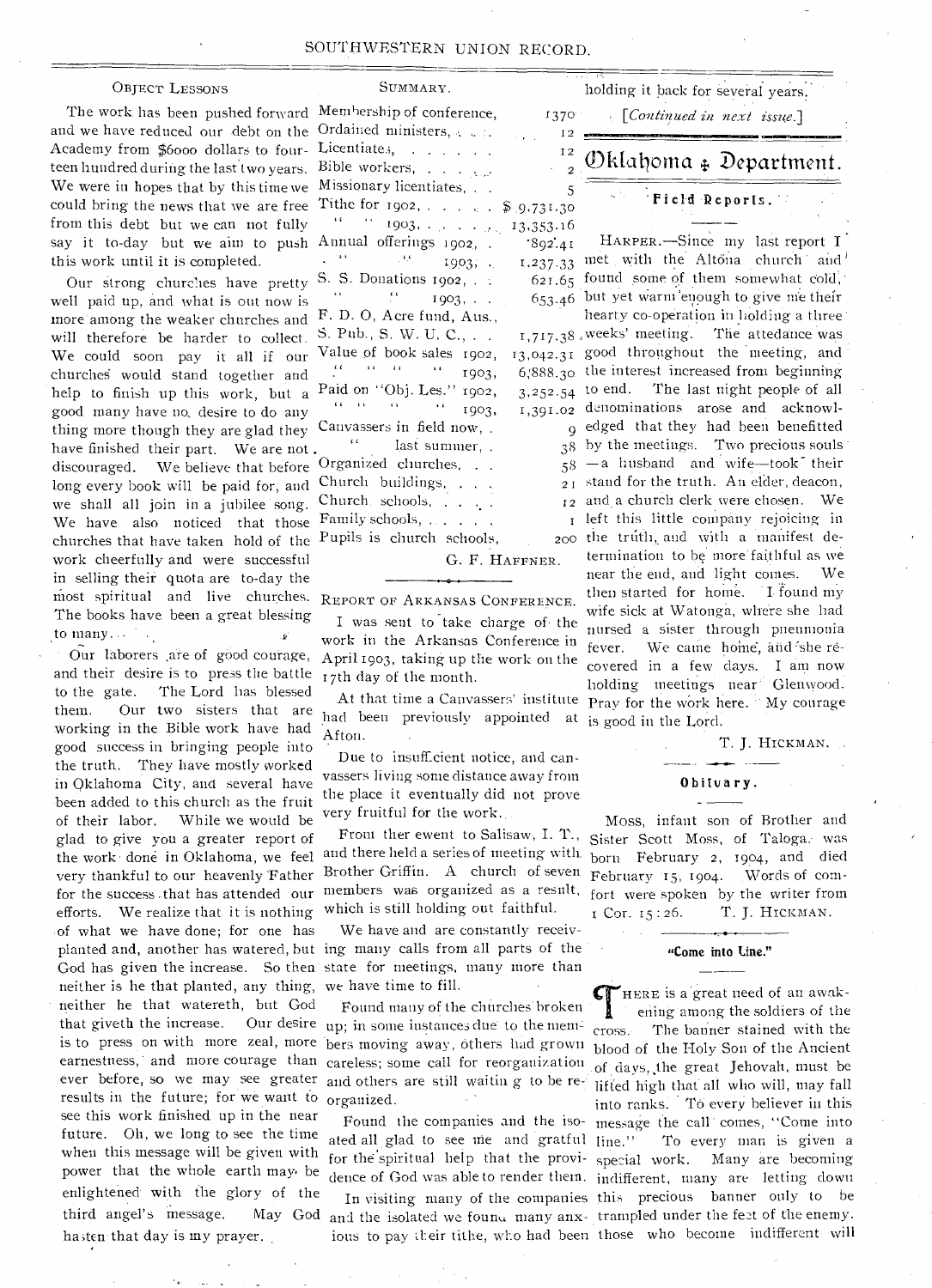### Object Lessons

The work has been pushed forward and we have reduced our debt on the Academy from $6000 dollars to fourteen hundred during the last two years. We were in hopes that by this time we could bring the news that we are free from this debt but we can not fully say it to-day but we aim to push this work until it is completed.

Our strong churches have pretty well paid up, and what is out now is more among the weaker churches and will therefore be harder to collect. We could soon pay it all if our churches would stand together and help to finish up this work, but a good many have no desire to do any thing more though they are glad they have finished their part. We are not discouraged. We believe that before long every book will be paid for, and we shall all join in a jubilee song. We have also noticed that those churches that have taken hold of the work cheerfully and were successful in selling their quota are to-day the most spiritual and live churches. The books have been a great blessing to many.

Our laborers are of good courage, and their desire is to press the battle to the gate. The Lord has blessed them. Our two sisters that are working in the Bible work have had good success in bringing people into the truth. They have mostly worked in Oklahoma City, and several have been added to this church as the fruit of their labor. While we would be glad to give you a greater report of the work done in Oklahoma, we feel very thankful to our heavenly Father for the success that has attended our efforts. We realize that it is nothing of what we have done; for one has planted and, another has watered, but God has given the increase. So then neither is he that planted, any thing, neither he that watereth, but God that giveth the increase. Our desire is to press on with more zeal, more earnestness, and more courage than ever before, so we may see greater results in the future; for we want to see this work finished up in the near future. Oh, we long to see the time when this message will be given with power that the whole earth may be enlightened with the glory of the third angel's message. May God hasten that day is my prayer.

### Summary.

| | |
|---|---|
| Membership of conference, | 1370 |
| Ordained ministers, | 12 |
| Licentiates, | 12 |
| Bible workers, | 2 |
| Missionary licentiates, | 5 |
| Tithe for 1902, | $ 9,731.30 |
| " " 1903, | 13,353.16 |
| Annual offerings 1902, | 892.41 |
| " " 1903, | 1,237.33 |
| S. S. Donations 1902, | 621.65 |
| " " 1903, | 653.46 |
| F. D. O, Acre fund, Aus., | |
| S. Pub., S. W. U. C., | 1,717.38 |
| Value of book sales 1902, | 13,042.31 |
| " " " " 1903, | 6,888.30 |
| Paid on "Obj. Les." 1902, | 3,252.54 |
| " " " " 1903, | 1,391.02 |
| Canvassers in field now, | 9 |
| " last summer, | 38 |
| Organized churches, | 58 |
| Church buildings, | 21 |
| Church schools, | 12 |
| Family schools, | 1 |
| Pupils is church schools, | 200 |

G. F. Haffner.

### Report of Arkansas Conference.

I was sent to take charge of the work in the Arkansas Conference in April 1903, taking up the work on the 17th day of the month.

At that time a Canvassers' institute had been previously appointed at Afton.

Due to insufficient notice, and canvassers living some distance away from the place it eventually did not prove very fruitful for the work.

From ther ewent to Salisaw, I. T., and there held a series of meeting with Brother Griffin. A church of seven members was organized as a result, which is still holding out faithful.

We have and are constantly receiving many calls from all parts of the state for meetings, many more than we have time to fill.

Found many of the churches broken up; in some instances due to the members moving away, others had grown careless; some call for reorganization and others are still waitin g to be reorganized.

Found the companies and the isoated all glad to see me and gratful for the spiritual help that the providence of God was able to render them.

In visiting many of the companies and the isolated we found many anxious to pay their tithe, who had been holding it back for several years.

*[Continued in next issue.]*

## Oklahoma Department.

### Field Reports.

Harper.—Since my last report I met with the Altona church and found some of them somewhat cold, but yet warm enough to give me their hearty co-operation in holding a three weeks' meeting. The attedance was good throughout the meeting, and the interest increased from beginning to end. The last night people of all denominations arose and acknowledged that they had been benefitted by the meetings. Two precious souls—a husband and wife—took their stand for the truth. An elder, deacon, and a church clerk were chosen. We left this little company rejoicing in the truth, and with a manifest determination to be more faithful as we near the end, and light comes. We then started for home. I found my wife sick at Watonga, where she had nursed a sister through pneumonia fever. We came home, and she recovered in a few days. I am now holding meetings near Glenwood. Pray for the work here. My courage is good in the Lord.

T. J. Hickman.

### Obituary.

Moss, infant son of Brother and Sister Scott Moss, of Taloga, was born February 2, 1904, and died February 15, 1904. Words of comfort were spoken by the writer from 1 Cor. 15:26. T. J. Hickman.

### "Come into Line."

There is a great need of an awakening among the soldiers of the cross. The banner stained with the blood of the Holy Son of the Ancient of days, the great Jehovah, must be lifted high that all who will, may fall into ranks. To every believer in this message the call comes, "Come into line." To every man is given a special work. Many are becoming indifferent, many are letting down this precious banner only to be trampled under the feet of the enemy. Those who become indifferent will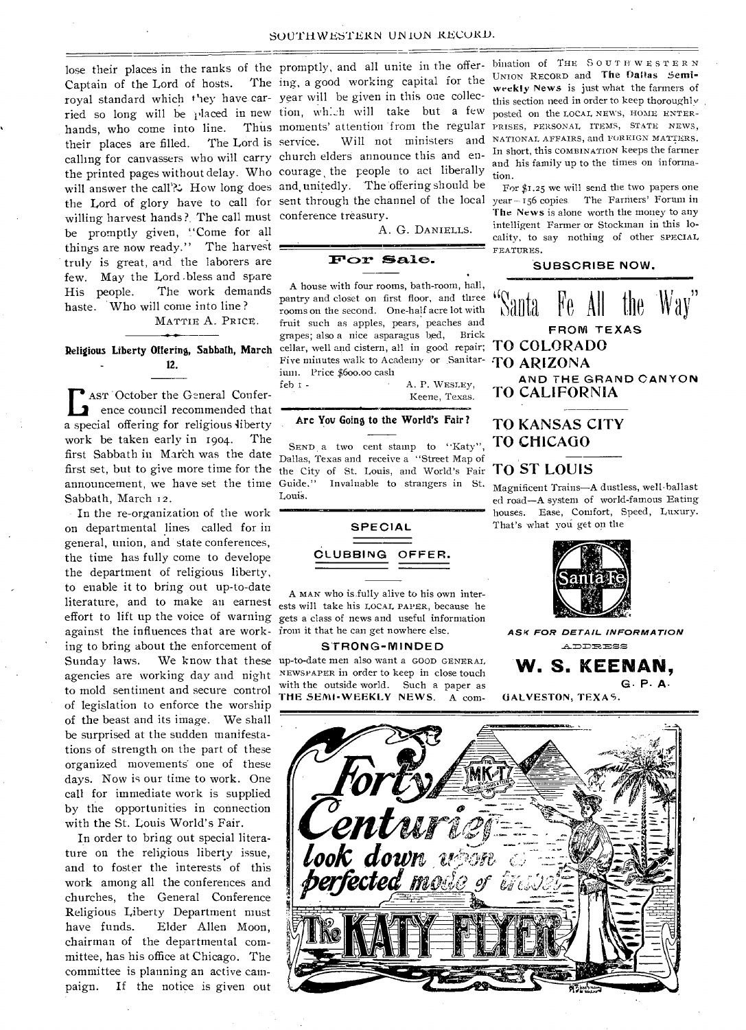lose their places in the ranks of the Captain of the Lord of hosts. The royal standard which they have carried so long will be placed in new hands, who come into line. Thus their places are filled. The Lord is calling for canvassers who will carry the printed pages without delay. Who will answer the call? How long does the Lord of glory have to call for willing harvest hands? The call must be promptly given, "Come for all things are now ready." The harvest truly is great, and the laborers are few. May the Lord bless and spare His people. The work demands haste. Who will come into line?

MATTIE A. PRICE.

## Religious Liberty Offering, Sabbath, March 12.

LAST October the General Conference council recommended that a special offering for religious liberty work be taken early in 1904. The first Sabbath in March was the date first set, but to give more time for the announcement, we have set the time Sabbath, March 12.

In the re-organization of the work on departmental lines called for in general, union, and state conferences, the time has fully come to develope the department of religious liberty, to enable it to bring out up-to-date literature, and to make an earnest effort to lift up the voice of warning against the influences that are working to bring about the enforcement of Sunday laws. We know that these agencies are working day and night to mold sentiment and secure control of legislation to enforce the worship of the beast and its image. We shall be surprised at the sudden manifestations of strength on the part of these organized movements one of these days. Now is our time to work. One call for immediate work is supplied by the opportunities in connection with the St. Louis World's Fair.

In order to bring out special literature on the religious liberty issue, and to foster the interests of this work among all the conferences and churches, the General Conference Religious Liberty Department must have funds. Elder Allen Moon, chairman of the departmental committee, has his office at Chicago. The committee is planning an active campaign. If the notice is given out promptly, and all unite in the offering, a good working capital for the year will be given in this one collection, which will take but a few moments' attention from the regular service. Will not ministers and church elders announce this and encourage the people to act liberally and unitedly. The offering should be sent through the channel of the local conference treasury.

A. G. DANIELLS.

## For Sale.

A house with four rooms, bath-room, hall, pantry and closet on first floor, and three rooms on the second. One-half acre lot with fruit such as apples, pears, peaches and grapes; also a nice asparagus bed, Brick cellar, well and cistern, all in good repair; Five minutes walk to Academy or Sanitarium. Price $600.00 cash

feb 1 - A. P. WESLEY, Keene, Texas.

### Are You Going to the World's Fair?

SEND a two cent stamp to "Katy", Dallas, Texas and receive a "Street Map of the City of St. Louis, and World's Fair Guide." Invaluable to strangers in St. Louis.

### SPECIAL CLUBBING OFFER.

A MAN who is fully alive to his own interests will take his LOCAL PAPER, because he gets a class of news and useful information from it that he can get nowhere else.

**STRONG-MINDED** up-to-date men also want a GOOD GENERAL NEWSPAPER in order to keep in close touch with the outside world. Such a paper as **THE SEMI-WEEKLY NEWS**. A combination of THE SOUTHWESTERN UNION RECORD and **The Dallas Semi-weekly News** is just what the farmers of this section need in order to keep thoroughly posted on the LOCAL NEWS, HOME ENTERPRISES, PERSONAL ITEMS, STATE NEWS, NATIONAL AFFAIRS, and FOREIGN MATTERS. In short, this COMBINATION keeps the farmer and his family up to the times on information.

For $1.25 we will send the two papers one year—156 copies. The Farmers' Forum in **The News** is alone worth the money to any intelligent Farmer or Stockman in this locality, to say nothing of other SPECIAL FEATURES.

**SUBSCRIBE NOW.**

## "Santa Fe All the Way"

**FROM TEXAS**
**TO COLORADO**
**TO ARIZONA**
**AND THE GRAND CANYON**
**TO CALIFORNIA**

**TO KANSAS CITY**
**TO CHICAGO**

**TO ST LOUIS**

Magnificent Trains—A dustless, well-ballasted road—A system of world-famous Eating houses. Ease, Comfort, Speed, Luxury. That's what you get on the

Santa Fe

*ASK FOR DETAIL INFORMATION*

ADDRESS

**W. S. KEENAN,**
G. P. A.
GALVESTON, TEXAS.

Forty Centuries look down upon perfected mode of travel

MKT

The KATY FLYER